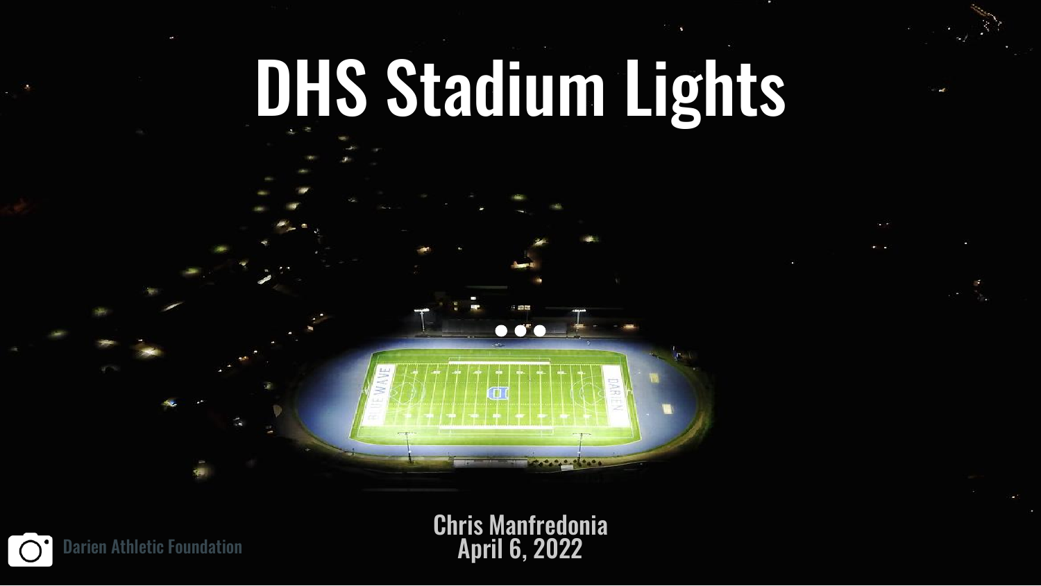# DHS Stadium Lights

Chris Manfredonia
April 6, 2022

Darien Athletic Foundation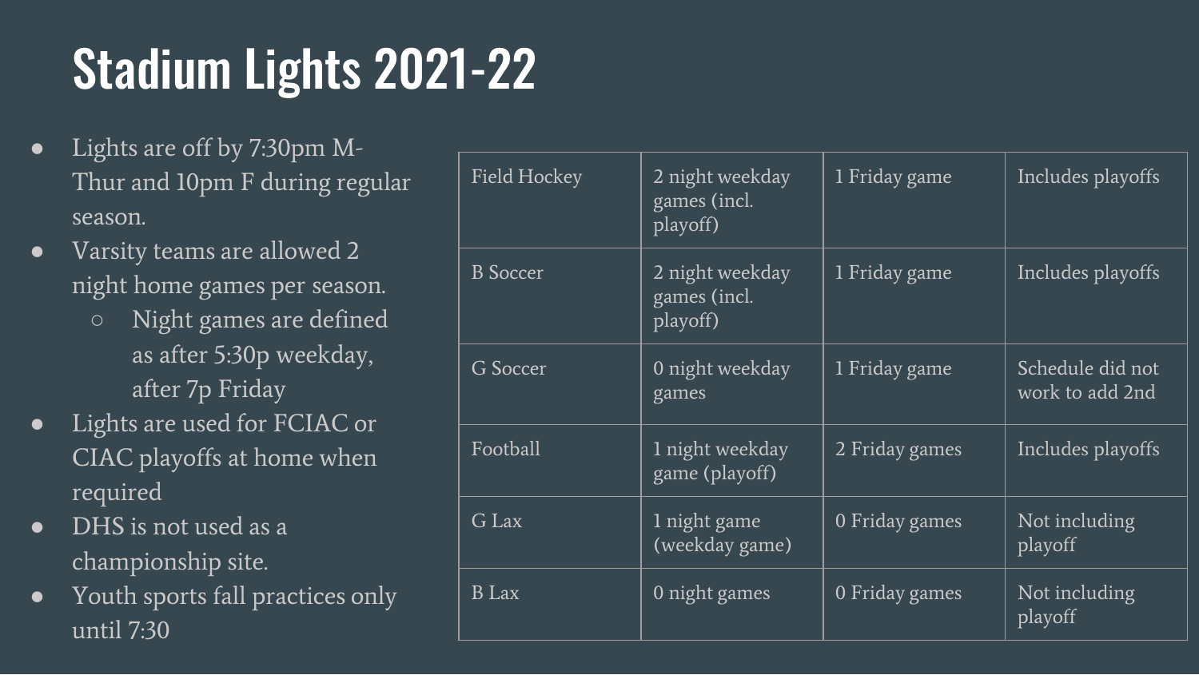# Stadium Lights 2021-22

- Lights are off by 7:30pm M-Thur and 10pm F during regular season.
- Varsity teams are allowed 2 night home games per season.
  - Night games are defined as after 5:30p weekday, after 7p Friday
- Lights are used for FCIAC or CIAC playoffs at home when required
- DHS is not used as a championship site.
- Youth sports fall practices only until 7:30

| | | | |
|---|---|---|---|
| Field Hockey | 2 night weekday games (incl. playoff) | 1 Friday game | Includes playoffs |
| B Soccer | 2 night weekday games (incl. playoff) | 1 Friday game | Includes playoffs |
| G Soccer | 0 night weekday games | 1 Friday game | Schedule did not work to add 2nd |
| Football | 1 night weekday game (playoff) | 2 Friday games | Includes playoffs |
| G Lax | 1 night game (weekday game) | 0 Friday games | Not including playoff |
| B Lax | 0 night games | 0 Friday games | Not including playoff |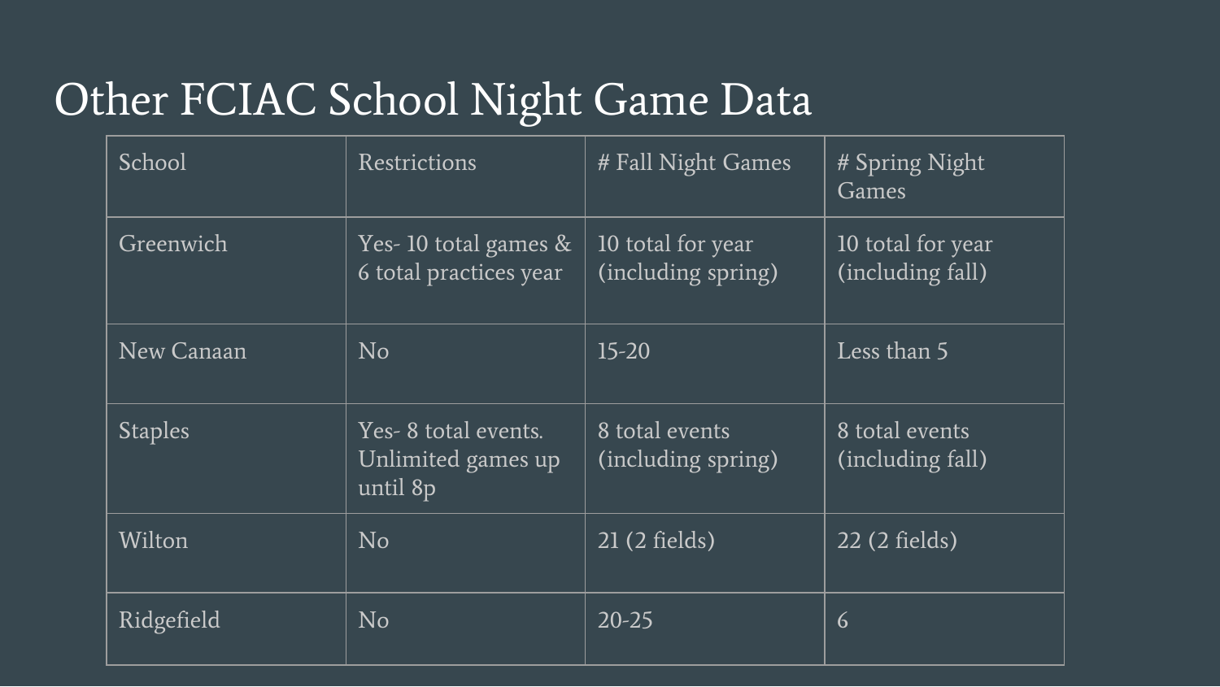# Other FCIAC School Night Game Data

| School | Restrictions | # Fall Night Games | # Spring Night Games |
|---|---|---|---|
| Greenwich | Yes- 10 total games & 6 total practices year | 10 total for year (including spring) | 10 total for year (including fall) |
| New Canaan | No | 15-20 | Less than 5 |
| Staples | Yes- 8 total events. Unlimited games up until 8p | 8 total events (including spring) | 8 total events (including fall) |
| Wilton | No | 21 (2 fields) | 22 (2 fields) |
| Ridgefield | No | 20-25 | 6 |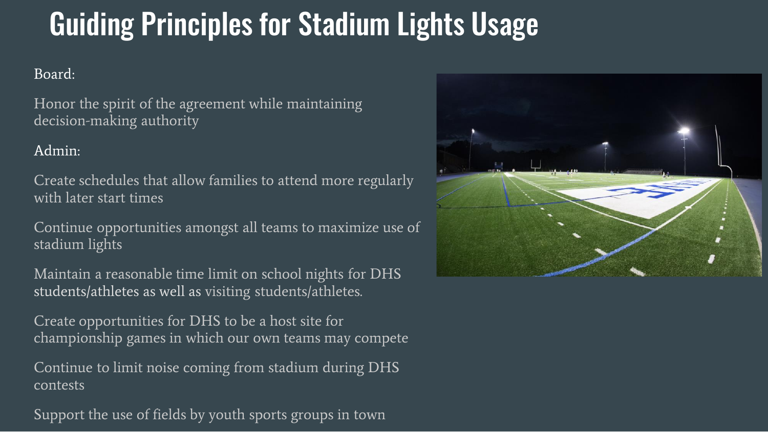# Guiding Principles for Stadium Lights Usage

Board:

Honor the spirit of the agreement while maintaining decision-making authority

Admin:

Create schedules that allow families to attend more regularly with later start times

Continue opportunities amongst all teams to maximize use of stadium lights

Maintain a reasonable time limit on school nights for DHS students/athletes as well as visiting students/athletes.

Create opportunities for DHS to be a host site for championship games in which our own teams may compete

Continue to limit noise coming from stadium during DHS contests

Support the use of fields by youth sports groups in town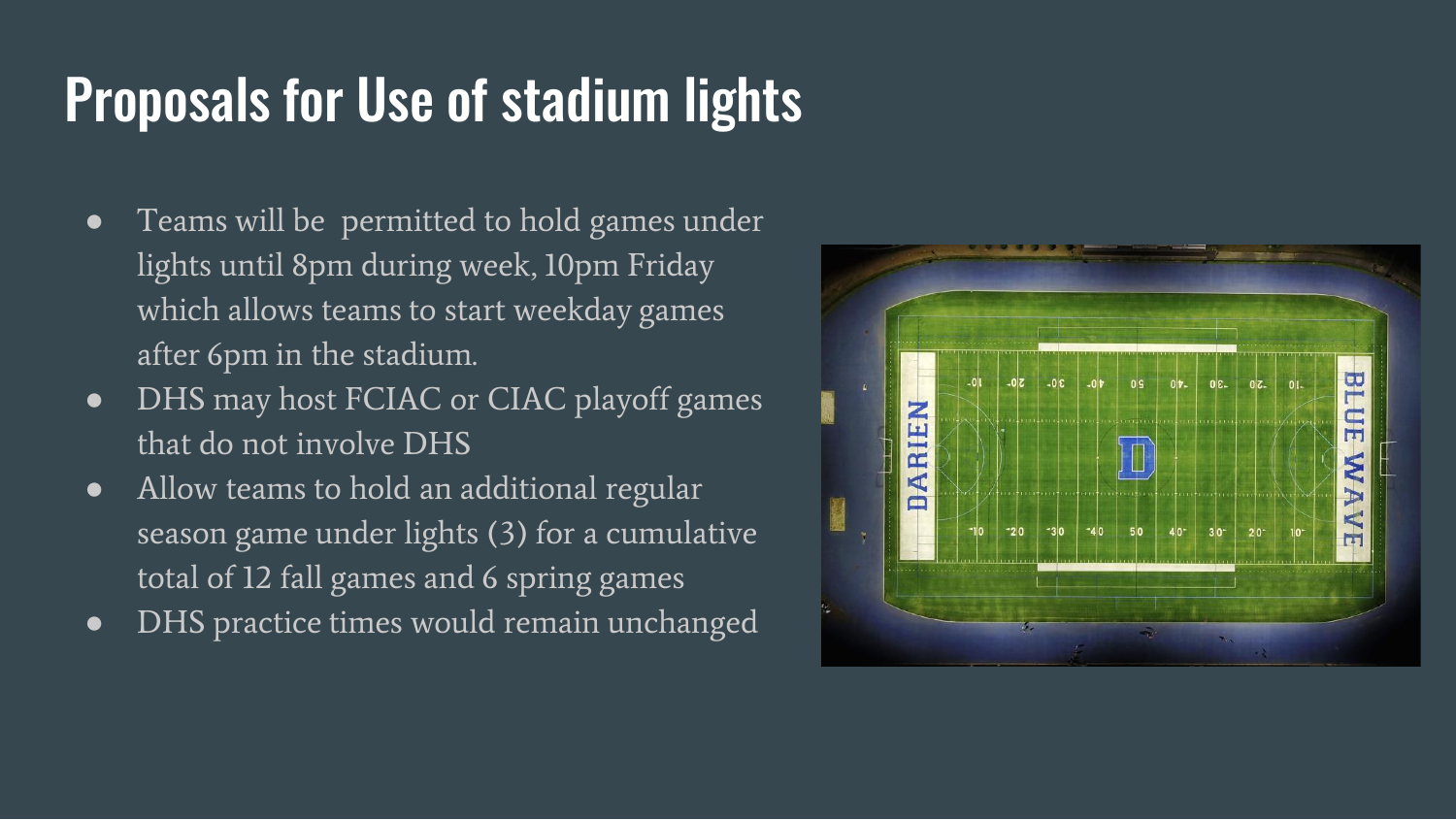# Proposals for Use of stadium lights

- Teams will be permitted to hold games under lights until 8pm during week, 10pm Friday which allows teams to start weekday games after 6pm in the stadium.
- DHS may host FCIAC or CIAC playoff games that do not involve DHS
- Allow teams to hold an additional regular season game under lights (3) for a cumulative total of 12 fall games and 6 spring games
- DHS practice times would remain unchanged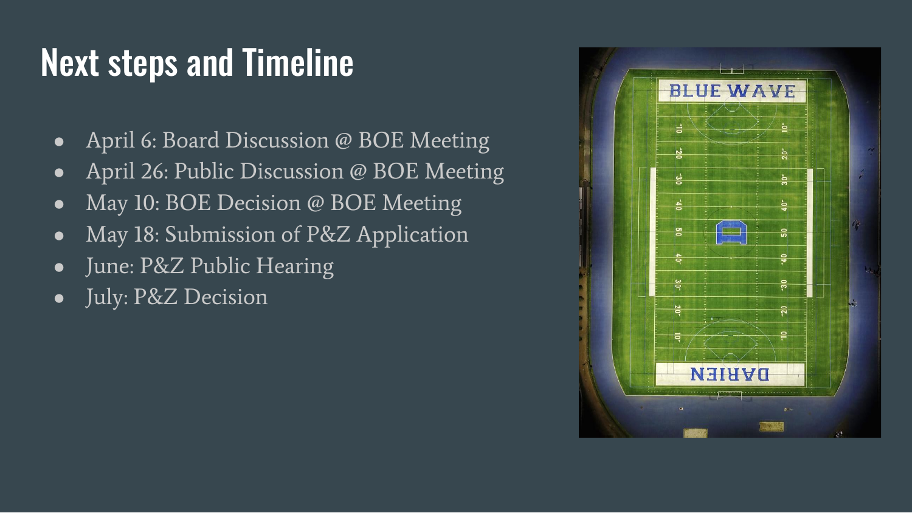# Next steps and Timeline

- April 6: Board Discussion @ BOE Meeting
- April 26: Public Discussion @ BOE Meeting
- May 10: BOE Decision @ BOE Meeting
- May 18: Submission of P&Z Application
- June: P&Z Public Hearing
- July: P&Z Decision